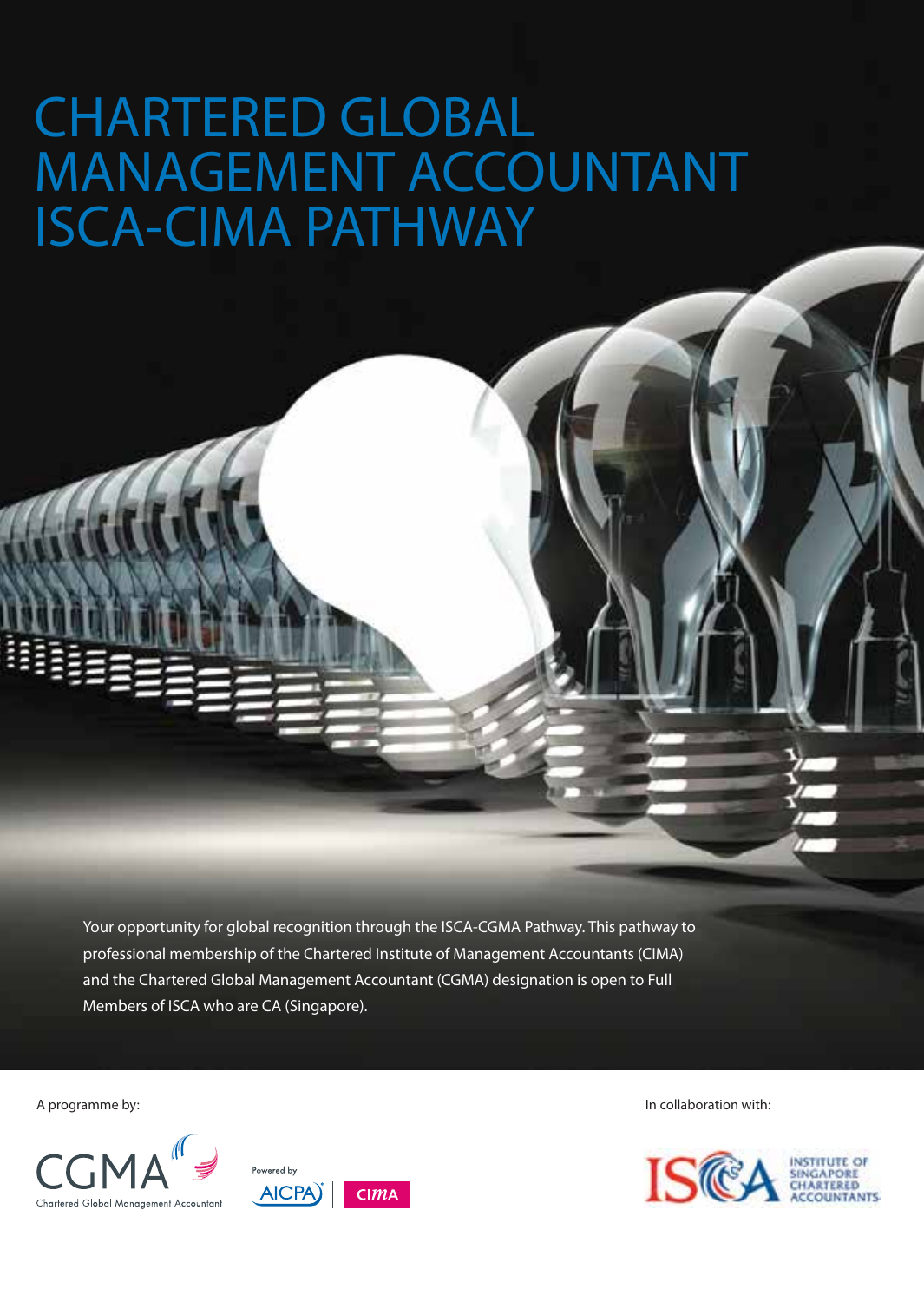# CHARTERED GLOBAL MANAGEMENT ACCOUNTANT ISCA-CIMA PATHWAY

Your opportunity for global recognition through the ISCA-CGMA Pathway. This pathway to professional membership of the Chartered Institute of Management Accountants (CIMA) and the Chartered Global Management Accountant (CGMA) designation is open to Full Members of ISCA who are CA (Singapore).

A programme by:

CGMA Chartered Global Management Accountant

Powered by AICPA | CIMA

In collaboration with:

ISCA Institute of Singapore Chartered Accountants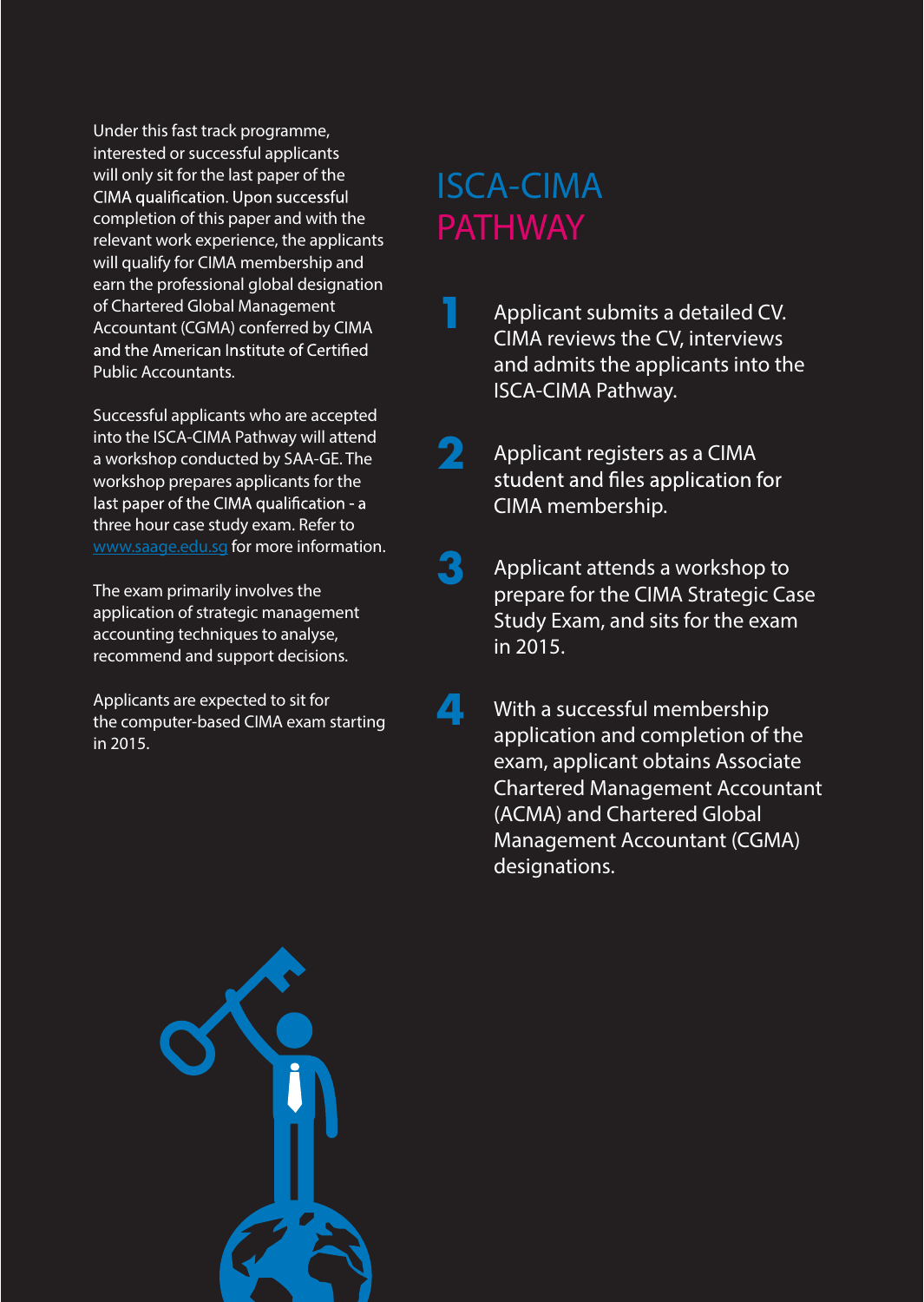Under this fast track programme, interested or successful applicants will only sit for the last paper of the CIMA qualification. Upon successful completion of this paper and with the relevant work experience, the applicants will qualify for CIMA membership and earn the professional global designation of Chartered Global Management Accountant (CGMA) conferred by CIMA and the American Institute of Certified Public Accountants.

Successful applicants who are accepted into the ISCA-CIMA Pathway will attend a workshop conducted by SAA-GE. The workshop prepares applicants for the last paper of the CIMA qualification - a three hour case study exam. Refer to www.saage.edu.sg for more information.

The exam primarily involves the application of strategic management accounting techniques to analyse, recommend and support decisions.

Applicants are expected to sit for the computer-based CIMA exam starting in 2015.

# ISCA-CIMA PATHWAY

1. Applicant submits a detailed CV. CIMA reviews the CV, interviews and admits the applicants into the ISCA-CIMA Pathway.

2. Applicant registers as a CIMA student and files application for CIMA membership.

3. Applicant attends a workshop to prepare for the CIMA Strategic Case Study Exam, and sits for the exam in 2015.

4. With a successful membership application and completion of the exam, applicant obtains Associate Chartered Management Accountant (ACMA) and Chartered Global Management Accountant (CGMA) designations.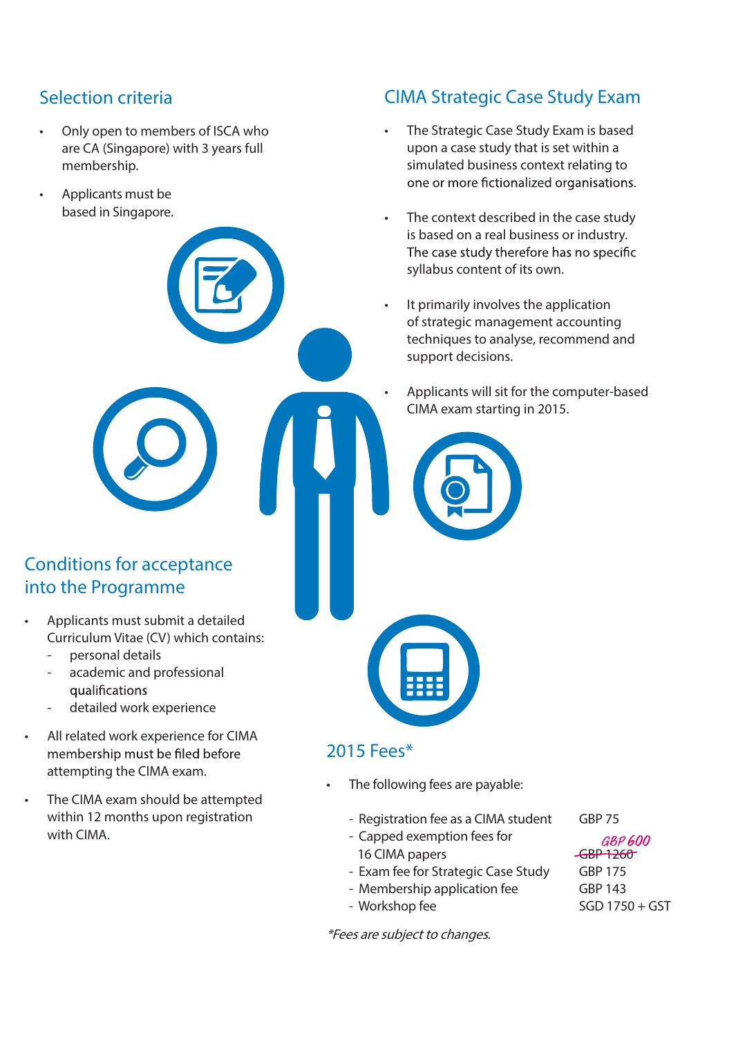## Selection criteria

- Only open to members of ISCA who are CA (Singapore) with 3 years full membership.
- Applicants must be based in Singapore.

## Conditions for acceptance into the Programme

- Applicants must submit a detailed Curriculum Vitae (CV) which contains:
  - personal details
  - academic and professional qualifications
  - detailed work experience
- All related work experience for CIMA membership must be filed before attempting the CIMA exam.
- The CIMA exam should be attempted within 12 months upon registration with CIMA.

## CIMA Strategic Case Study Exam

- The Strategic Case Study Exam is based upon a case study that is set within a simulated business context relating to one or more fictionalized organisations.
- The context described in the case study is based on a real business or industry. The case study therefore has no specific syllabus content of its own.
- It primarily involves the application of strategic management accounting techniques to analyse, recommend and support decisions.
- Applicants will sit for the computer-based CIMA exam starting in 2015.

## 2015 Fees*

- The following fees are payable:

| | |
|---|---|
| - Registration fee as a CIMA student | GBP 75 |
| - Capped exemption fees for 16 CIMA papers | ~~GBP 1260~~ GBP 600 |
| - Exam fee for Strategic Case Study | GBP 175 |
| - Membership application fee | GBP 143 |
| - Workshop fee | SGD 1750 + GST |

*\*Fees are subject to changes.*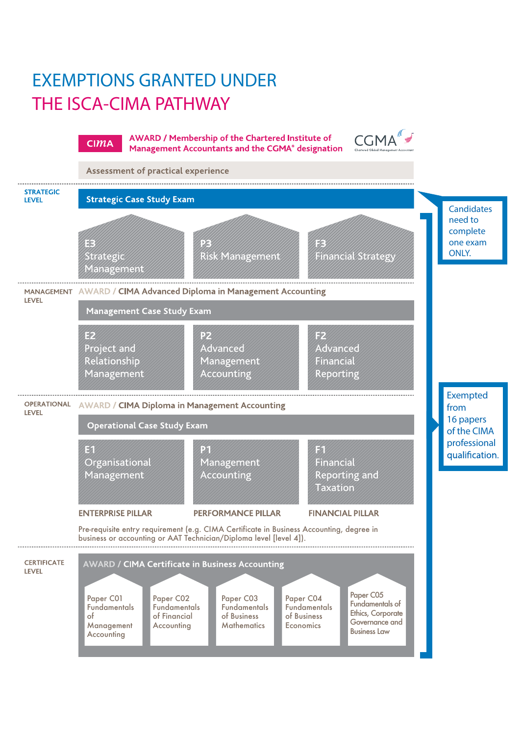# EXEMPTIONS GRANTED UNDER THE ISCA-CIMA PATHWAY

CIMA

**AWARD / Membership of the Chartered Institute of Management Accountants and the CGMA® designation**

CGMA — Chartered Global Management Accountant

Assessment of practical experience

## STRATEGIC LEVEL

**Strategic Case Study Exam**

- E3 Strategic Management
- P3 Risk Management
- F3 Financial Strategy

Candidates need to complete one exam ONLY.

## MANAGEMENT LEVEL

AWARD / **CIMA Advanced Diploma in Management Accounting**

**Management Case Study Exam**

- E2 Project and Relationship Management
- P2 Advanced Management Accounting
- F2 Advanced Financial Reporting

## OPERATIONAL LEVEL

AWARD / **CIMA Diploma in Management Accounting**

**Operational Case Study Exam**

- E1 Organisational Management
- P1 Management Accounting
- F1 Financial Reporting and Taxation

ENTERPRISE PILLAR | PERFORMANCE PILLAR | FINANCIAL PILLAR

Pre-requisite entry requirement (e.g. CIMA Certificate in Business Accounting, degree in business or accounting or AAT Technician/Diploma level [level 4]).

Exempted from 16 papers of the CIMA professional qualification.

## CERTIFICATE LEVEL

AWARD / **CIMA Certificate in Business Accounting**

- Paper C01 Fundamentals of Management Accounting
- Paper C02 Fundamentals of Financial Accounting
- Paper C03 Fundamentals of Business Mathematics
- Paper C04 Fundamentals of Business Economics
- Paper C05 Fundamentals of Ethics, Corporate Governance and Business Law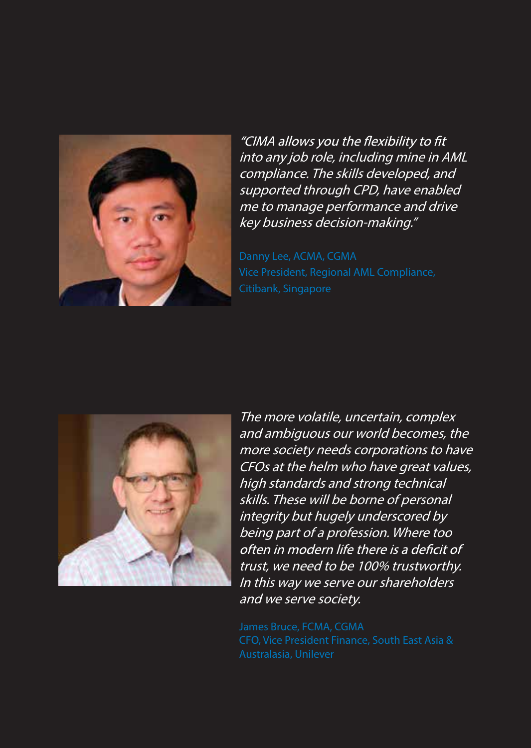*"CIMA allows you the flexibility to fit into any job role, including mine in AML compliance. The skills developed, and supported through CPD, have enabled me to manage performance and drive key business decision-making."*

Danny Lee, ACMA, CGMA
Vice President, Regional AML Compliance, Citibank, Singapore

*The more volatile, uncertain, complex and ambiguous our world becomes, the more society needs corporations to have CFOs at the helm who have great values, high standards and strong technical skills. These will be borne of personal integrity but hugely underscored by being part of a profession. Where too often in modern life there is a deficit of trust, we need to be 100% trustworthy. In this way we serve our shareholders and we serve society.*

James Bruce, FCMA, CGMA
CFO, Vice President Finance, South East Asia & Australasia, Unilever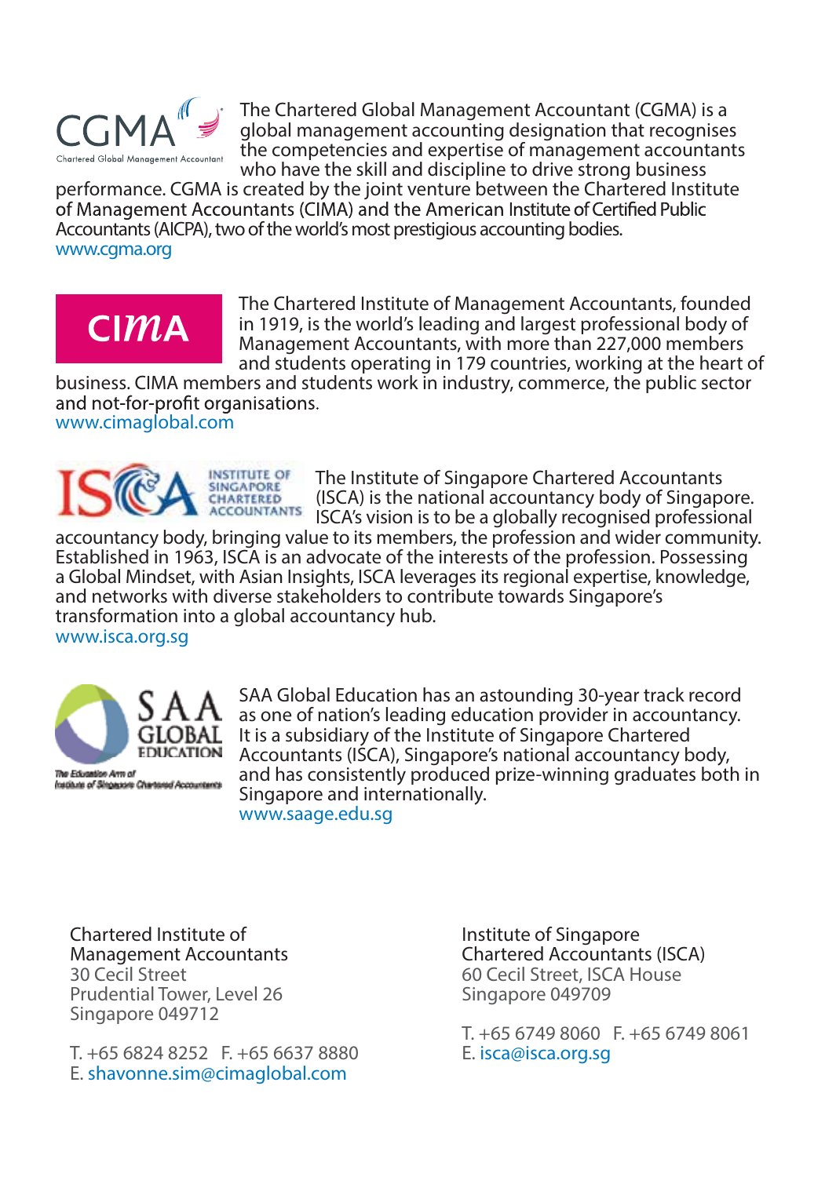CGMA
Chartered Global Management Accountant

The Chartered Global Management Accountant (CGMA) is a global management accounting designation that recognises the competencies and expertise of management accountants who have the skill and discipline to drive strong business performance. CGMA is created by the joint venture between the Chartered Institute of Management Accountants (CIMA) and the American Institute of Certified Public Accountants (AICPA), two of the world's most prestigious accounting bodies.
www.cgma.org

CIMA

The Chartered Institute of Management Accountants, founded in 1919, is the world's leading and largest professional body of Management Accountants, with more than 227,000 members and students operating in 179 countries, working at the heart of business. CIMA members and students work in industry, commerce, the public sector and not-for-profit organisations.
www.cimaglobal.com

ISCA INSTITUTE OF SINGAPORE CHARTERED ACCOUNTANTS

The Institute of Singapore Chartered Accountants (ISCA) is the national accountancy body of Singapore. ISCA's vision is to be a globally recognised professional accountancy body, bringing value to its members, the profession and wider community. Established in 1963, ISCA is an advocate of the interests of the profession. Possessing a Global Mindset, with Asian Insights, ISCA leverages its regional expertise, knowledge, and networks with diverse stakeholders to contribute towards Singapore's transformation into a global accountancy hub.
www.isca.org.sg

SAA GLOBAL EDUCATION
The Education Arm of Institute of Singapore Chartered Accountants

SAA Global Education has an astounding 30-year track record as one of nation's leading education provider in accountancy. It is a subsidiary of the Institute of Singapore Chartered Accountants (ISCA), Singapore's national accountancy body, and has consistently produced prize-winning graduates both in Singapore and internationally.
www.saage.edu.sg

Chartered Institute of Management Accountants
30 Cecil Street
Prudential Tower, Level 26
Singapore 049712

T. +65 6824 8252 F. +65 6637 8880
E. shavonne.sim@cimaglobal.com

Institute of Singapore Chartered Accountants (ISCA)
60 Cecil Street, ISCA House
Singapore 049709

T. +65 6749 8060 F. +65 6749 8061
E. isca@isca.org.sg